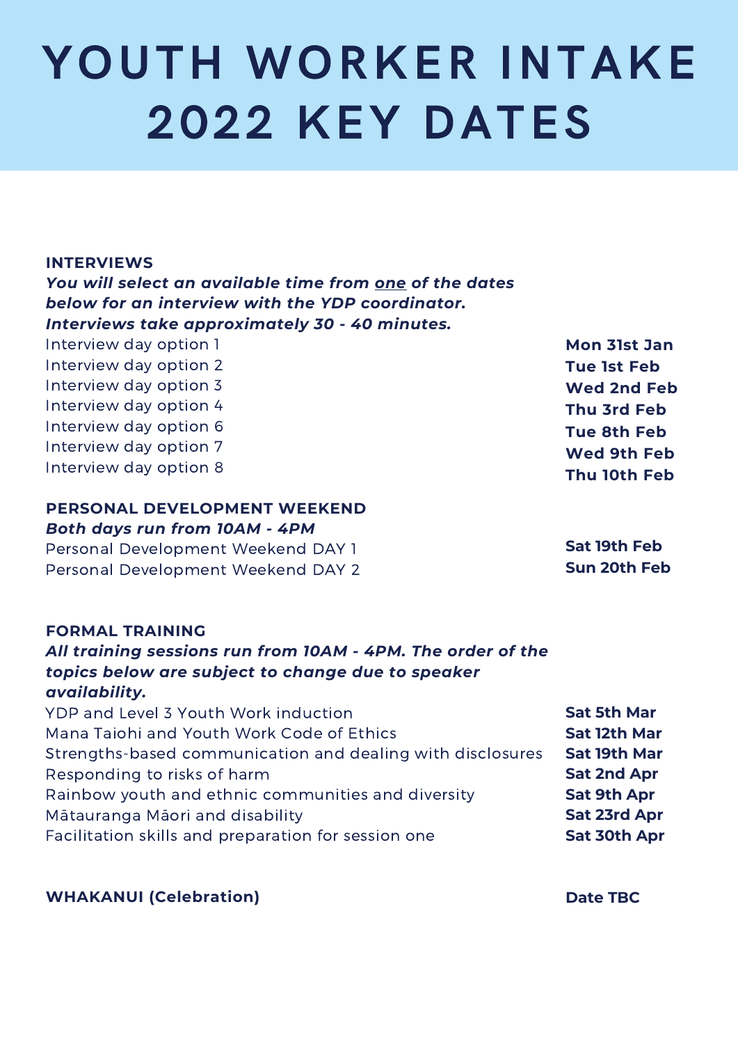# YOUTH WORKER INTAKE 2022 KEY DATES

## INTERVIEWS

***You will select an available time from <u>one</u> of the dates below for an interview with the YDP coordinator. Interviews take approximately 30 - 40 minutes.***

| | |
|---|---|
| Interview day option 1 | **Mon 31st Jan** |
| Interview day option 2 | **Tue 1st Feb** |
| Interview day option 3 | **Wed 2nd Feb** |
| Interview day option 4 | **Thu 3rd Feb** |
| Interview day option 6 | **Tue 8th Feb** |
| Interview day option 7 | **Wed 9th Feb** |
| Interview day option 8 | **Thu 10th Feb** |

## PERSONAL DEVELOPMENT WEEKEND

***Both days run from 10AM - 4PM***

| | |
|---|---|
| Personal Development Weekend DAY 1 | **Sat 19th Feb** |
| Personal Development Weekend DAY 2 | **Sun 20th Feb** |

## FORMAL TRAINING

***All training sessions run from 10AM - 4PM. The order of the topics below are subject to change due to speaker availability.***

| | |
|---|---|
| YDP and Level 3 Youth Work induction | **Sat 5th Mar** |
| Mana Taiohi and Youth Work Code of Ethics | **Sat 12th Mar** |
| Strengths-based communication and dealing with disclosures | **Sat 19th Mar** |
| Responding to risks of harm | **Sat 2nd Apr** |
| Rainbow youth and ethnic communities and diversity | **Sat 9th Apr** |
| Mātauranga Māori and disability | **Sat 23rd Apr** |
| Facilitation skills and preparation for session one | **Sat 30th Apr** |

## WHAKANUI (Celebration)

**Date TBC**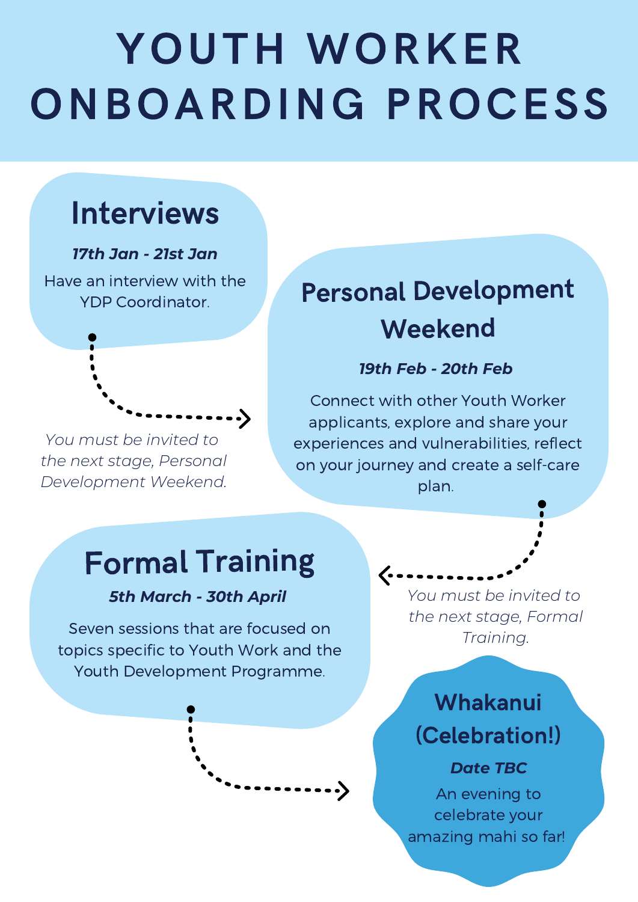# YOUTH WORKER ONBOARDING PROCESS

## Interviews

***17th Jan - 21st Jan***

Have an interview with the YDP Coordinator.

*You must be invited to the next stage, Personal Development Weekend.*

## Personal Development Weekend

***19th Feb - 20th Feb***

Connect with other Youth Worker applicants, explore and share your experiences and vulnerabilities, reflect on your journey and create a self-care plan.

*You must be invited to the next stage, Formal Training.*

## Formal Training

***5th March - 30th April***

Seven sessions that are focused on topics specific to Youth Work and the Youth Development Programme.

## Whakanui (Celebration!)

***Date TBC***

An evening to celebrate your amazing mahi so far!